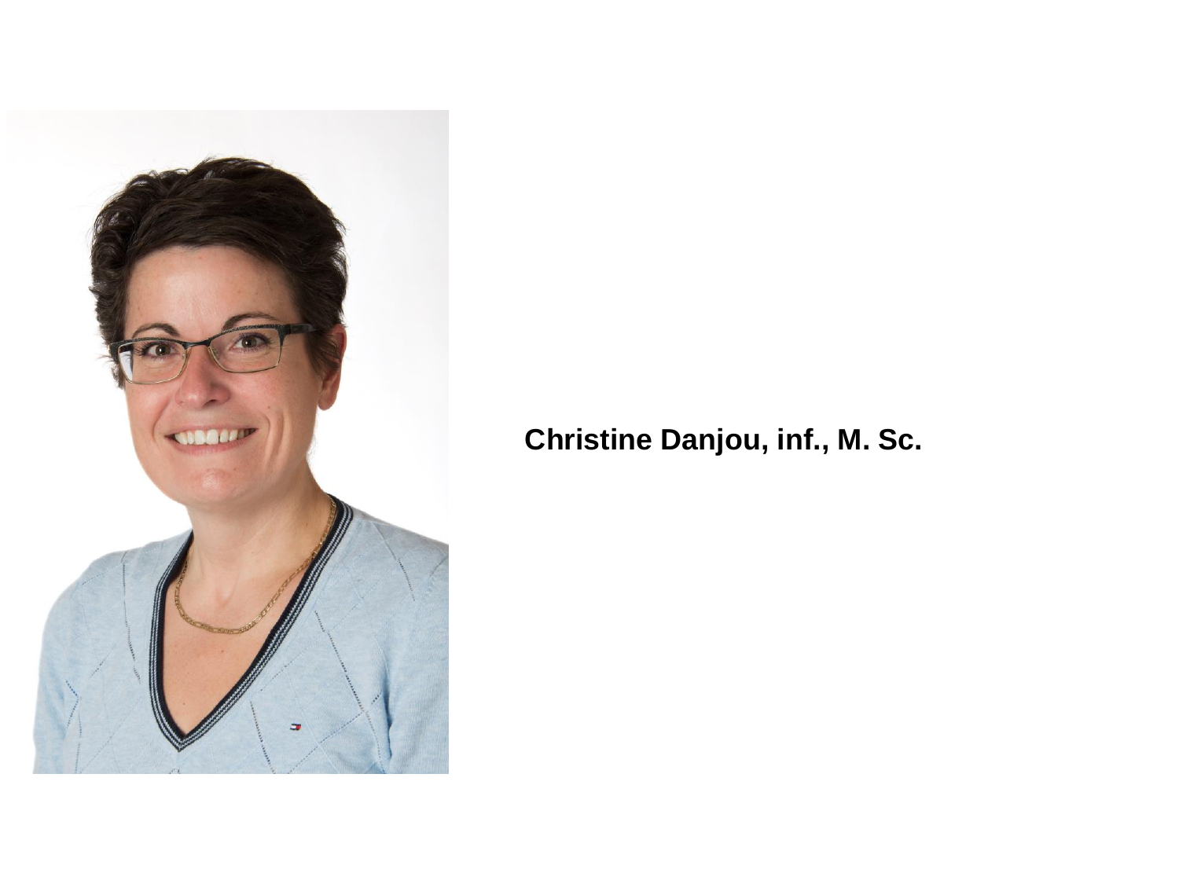**Christine Danjou, inf., M. Sc.**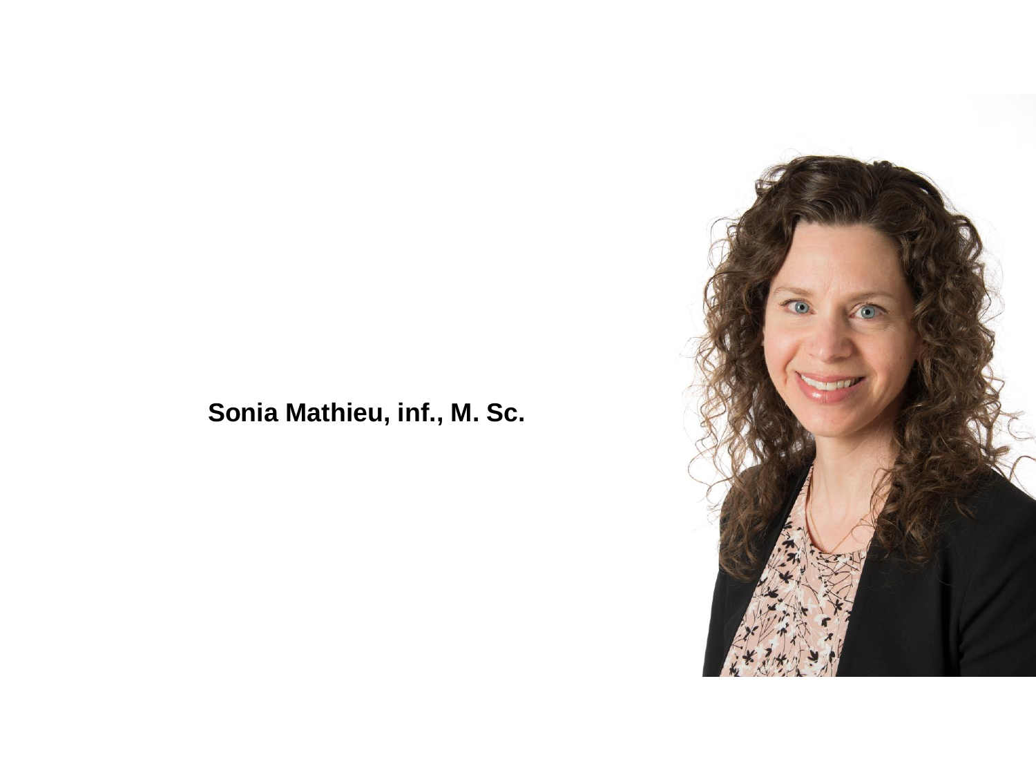**Sonia Mathieu, inf., M. Sc.**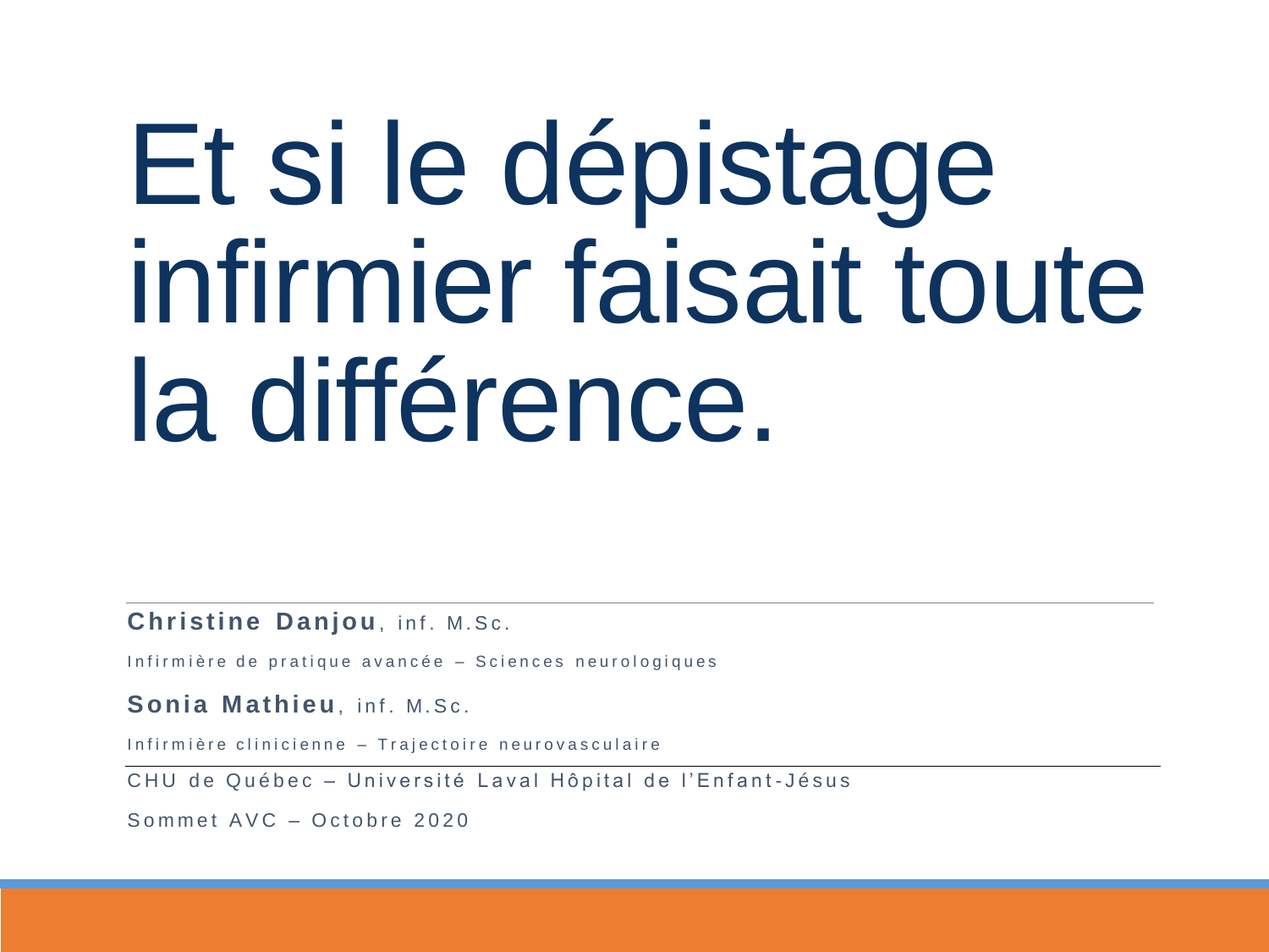# Et si le dépistage infirmier faisait toute la différence.

**Christine Danjou**, inf. M.Sc.

Infirmière de pratique avancée – Sciences neurologiques

**Sonia Mathieu**, inf. M.Sc.

Infirmière clinicienne – Trajectoire neurovasculaire

CHU de Québec – Université Laval Hôpital de l'Enfant-Jésus

Sommet AVC – Octobre 2020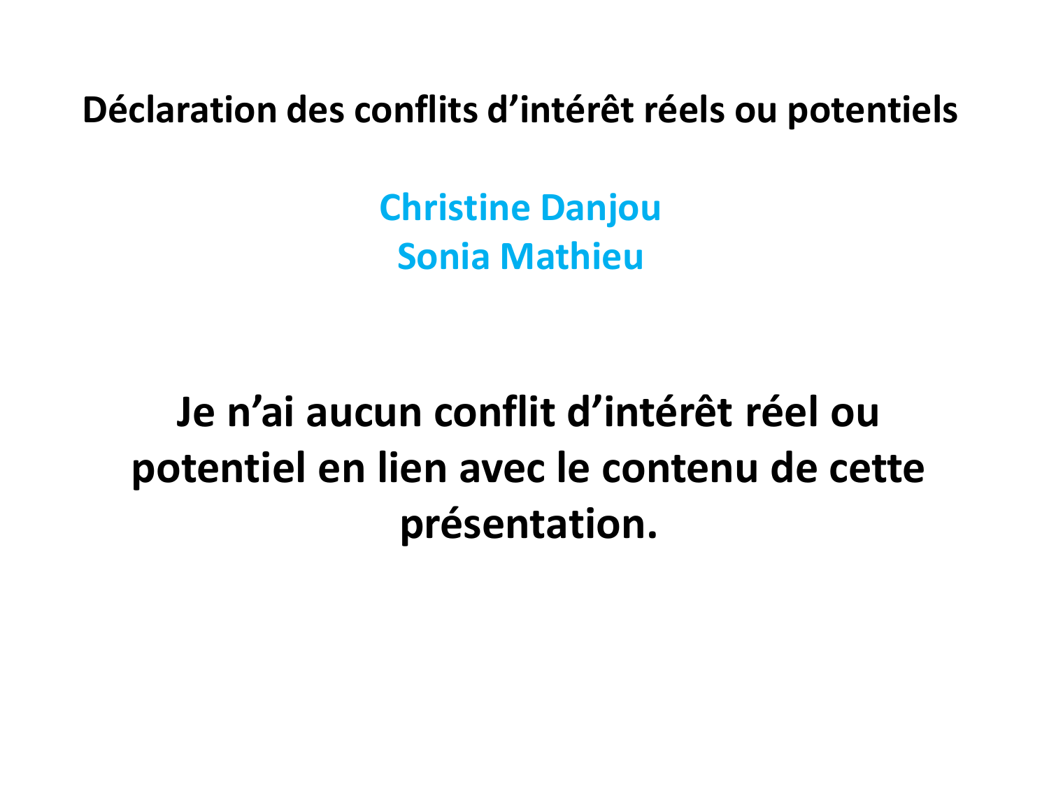# Déclaration des conflits d'intérêt réels ou potentiels

**Christine Danjou**
**Sonia Mathieu**

**Je n'ai aucun conflit d'intérêt réel ou potentiel en lien avec le contenu de cette présentation.**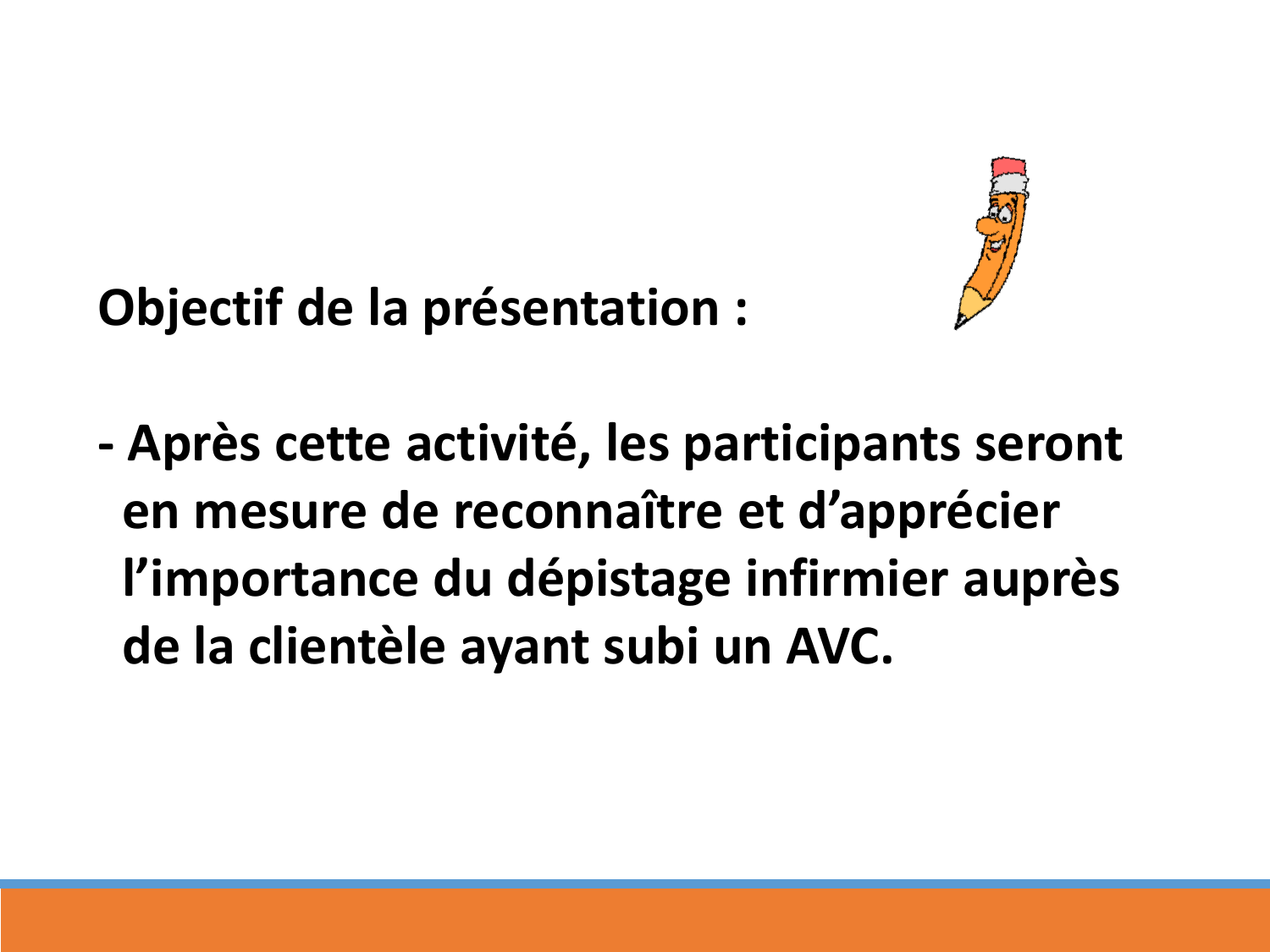**Objectif de la présentation :**

**- Après cette activité, les participants seront en mesure de reconnaître et d'apprécier l'importance du dépistage infirmier auprès de la clientèle ayant subi un AVC.**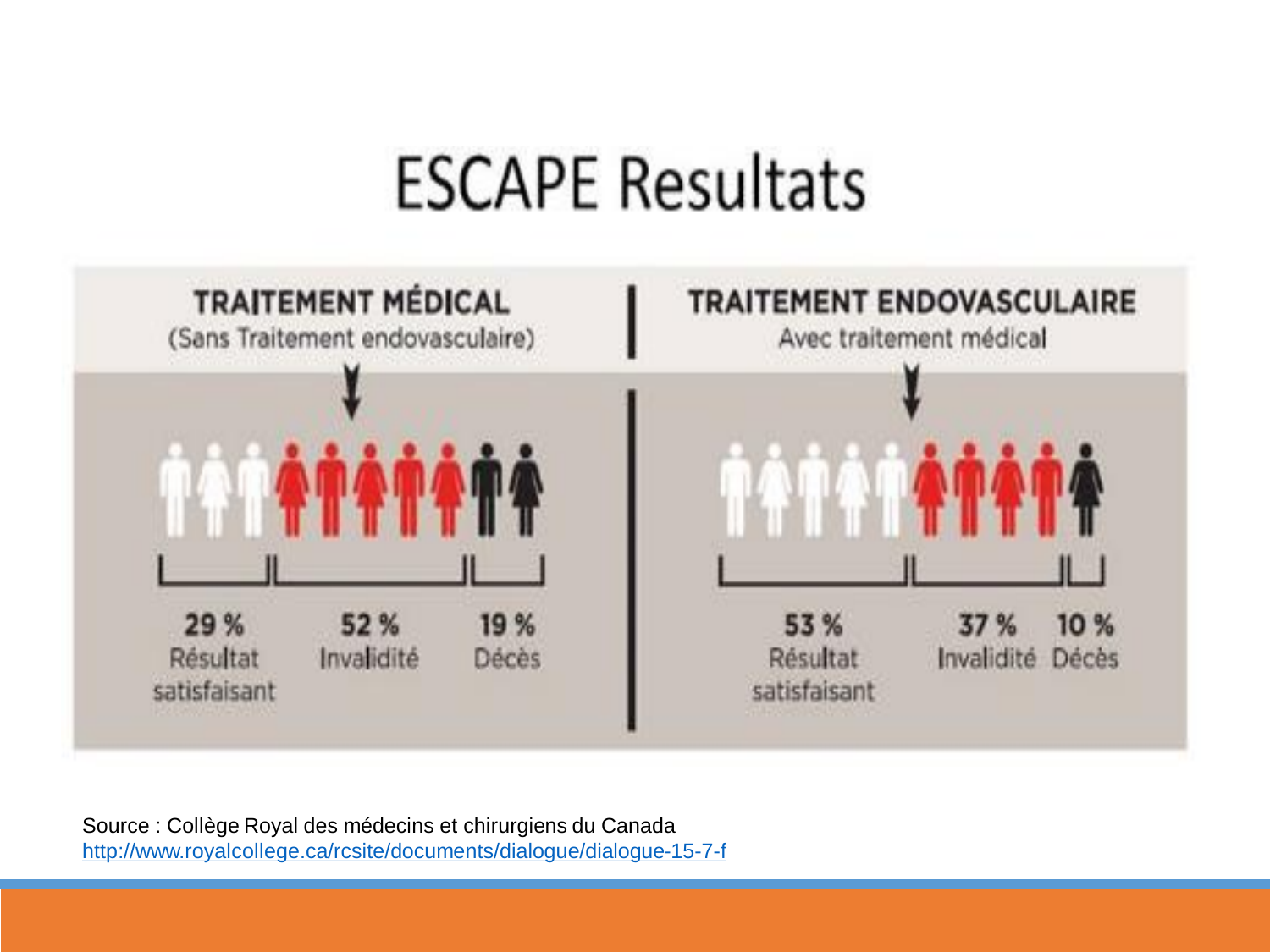# ESCAPE Resultats

**TRAITEMENT MÉDICAL**
(Sans Traitement endovasculaire)

29 % Résultat satisfaisant
52 % Invalidité
19 % Décès

**TRAITEMENT ENDOVASCULAIRE**
Avec traitement médical

53 % Résultat satisfaisant
37 % Invalidité
10 % Décès

Source : Collège Royal des médecins et chirurgiens du Canada
http://www.royalcollege.ca/rcsite/documents/dialogue/dialogue-15-7-f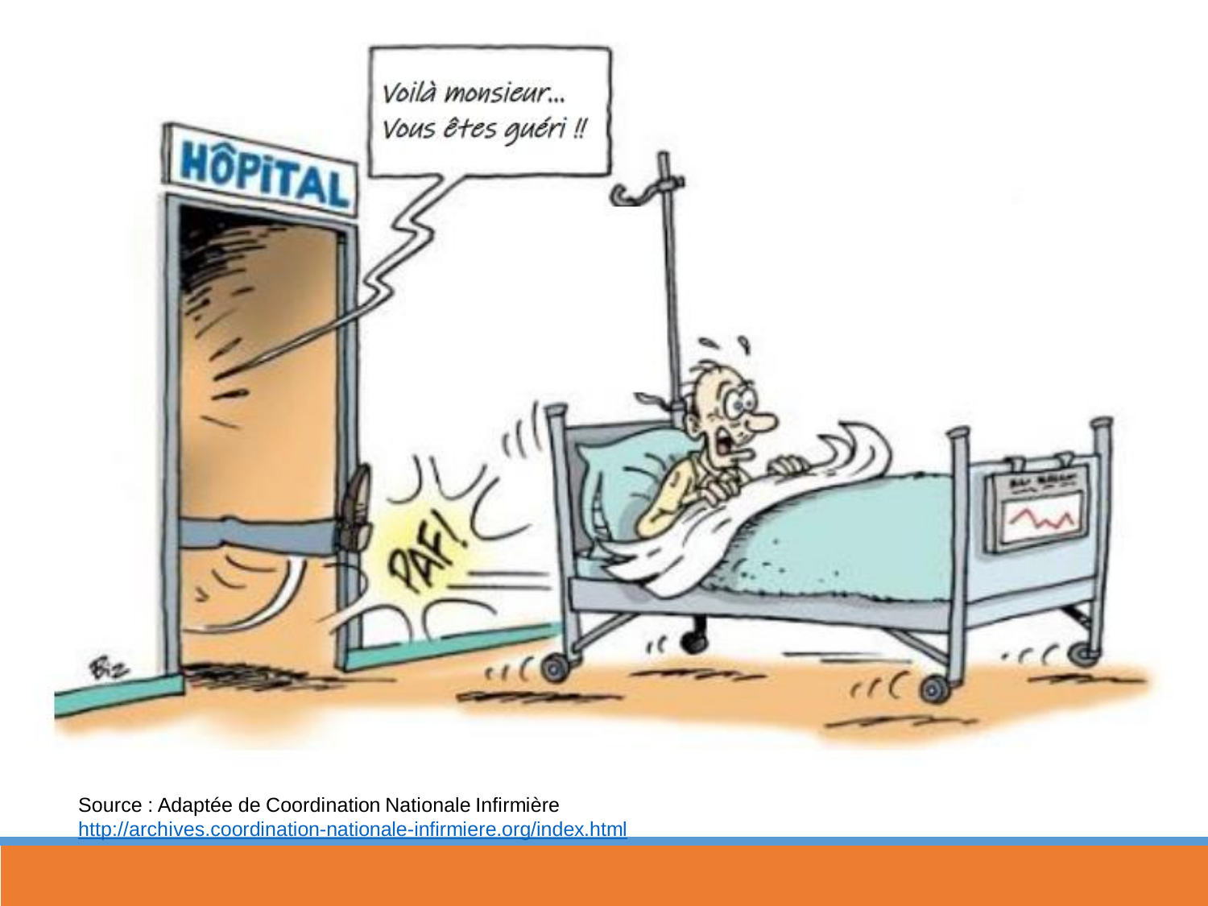Source : Adaptée de Coordination Nationale Infirmière
http://archives.coordination-nationale-infirmiere.org/index.html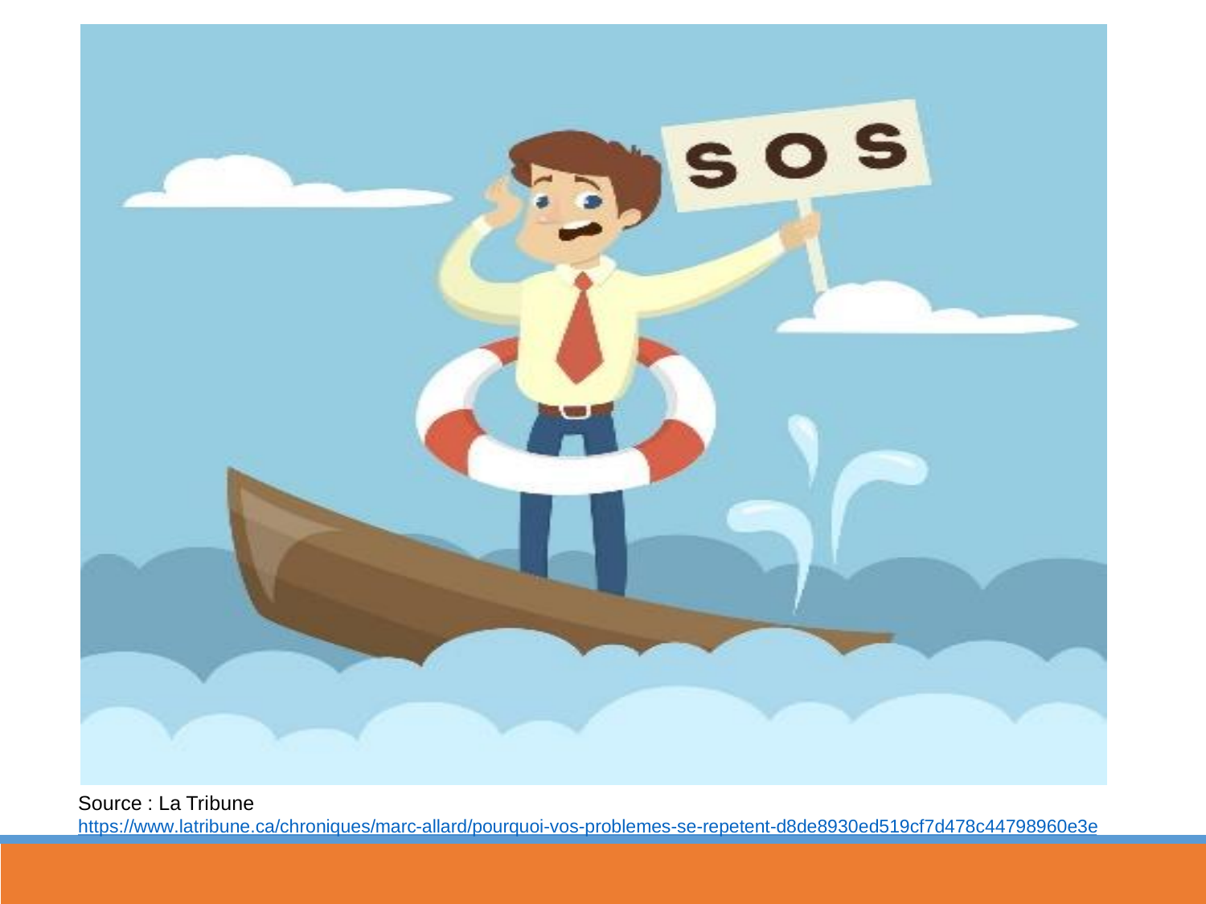Source : La Tribune

https://www.latribune.ca/chroniques/marc-allard/pourquoi-vos-problemes-se-repetent-d8de8930ed519cf7d478c44798960e3e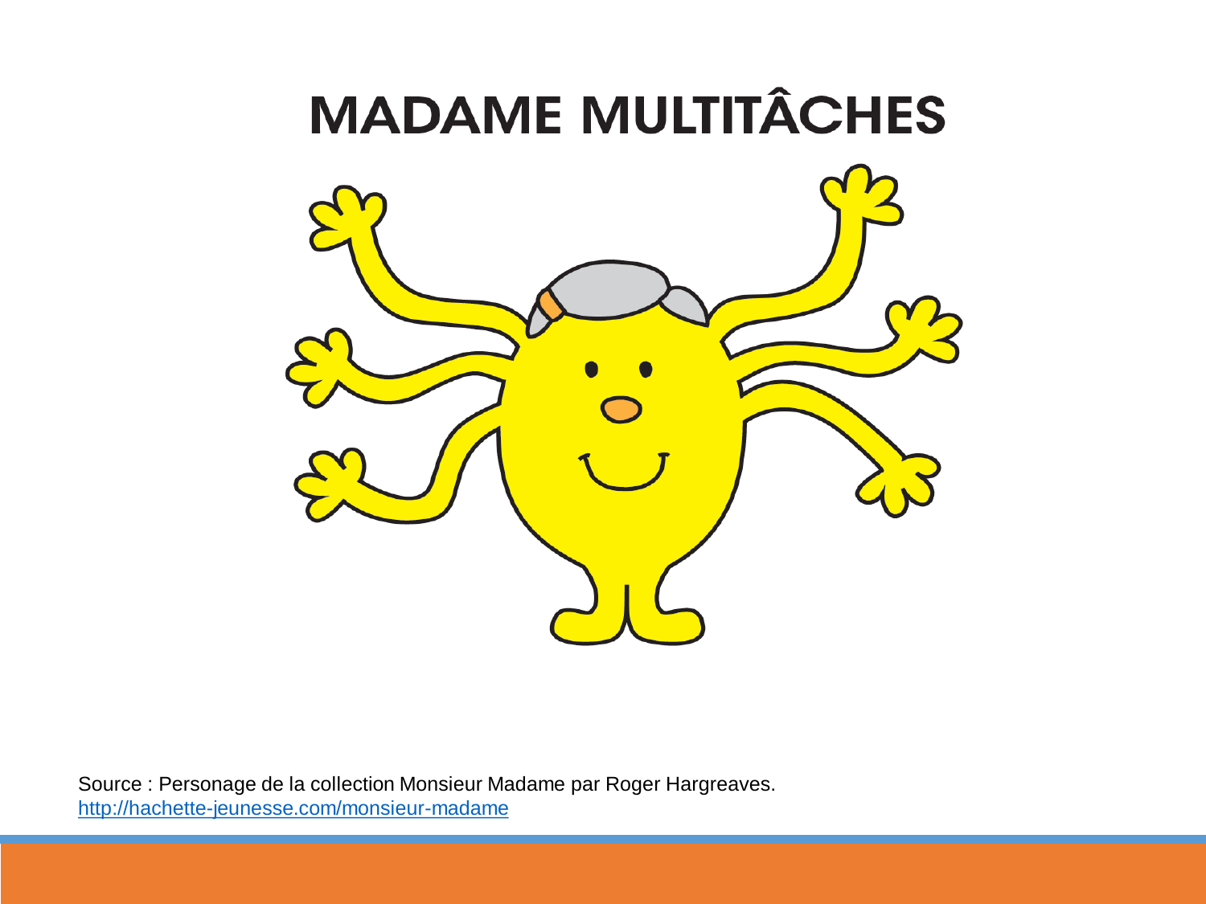# MADAME MULTITÂCHES

Source : Personage de la collection Monsieur Madame par Roger Hargreaves.
http://hachette-jeunesse.com/monsieur-madame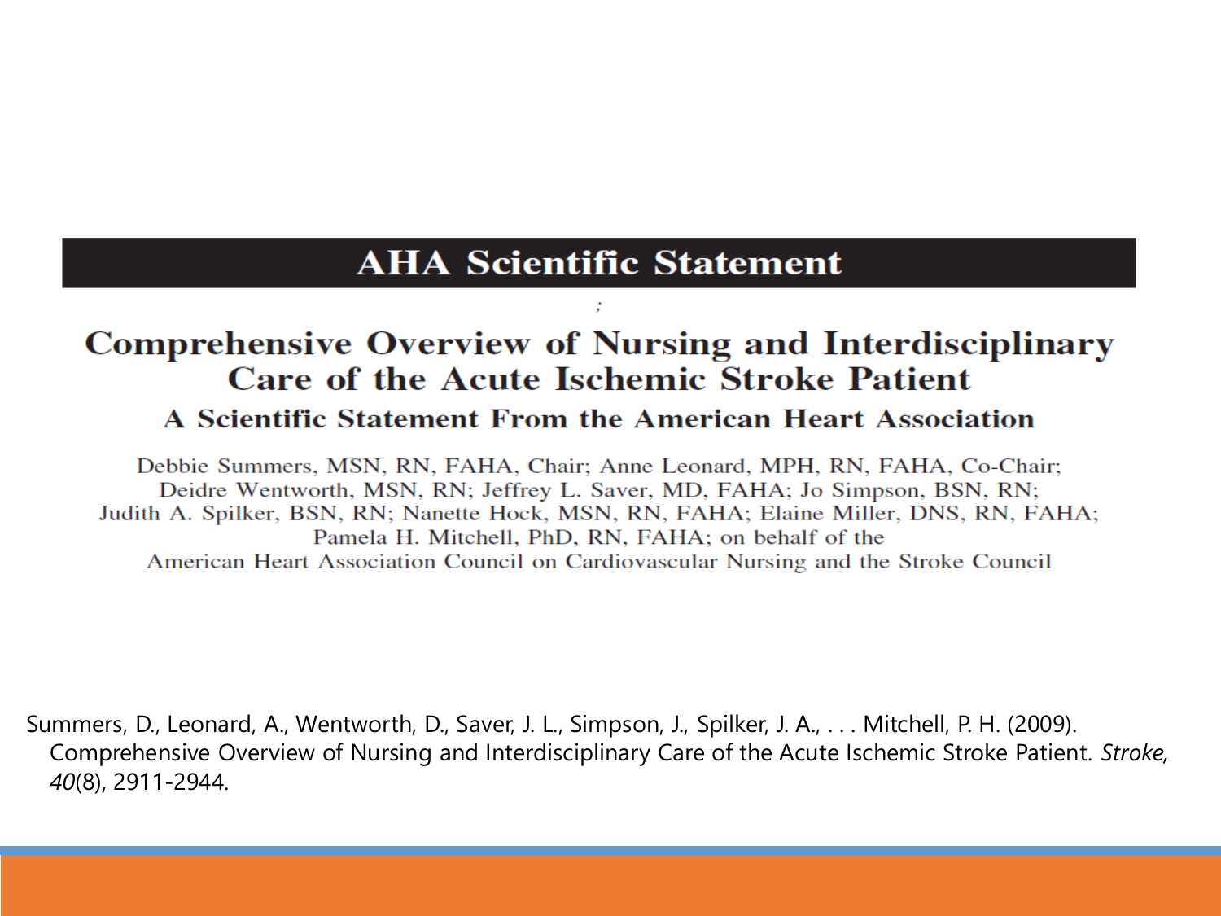# AHA Scientific Statement

;

## Comprehensive Overview of Nursing and Interdisciplinary Care of the Acute Ischemic Stroke Patient

### A Scientific Statement From the American Heart Association

Debbie Summers, MSN, RN, FAHA, Chair; Anne Leonard, MPH, RN, FAHA, Co-Chair; Deidre Wentworth, MSN, RN; Jeffrey L. Saver, MD, FAHA; Jo Simpson, BSN, RN; Judith A. Spilker, BSN, RN; Nanette Hock, MSN, RN, FAHA; Elaine Miller, DNS, RN, FAHA; Pamela H. Mitchell, PhD, RN, FAHA; on behalf of the American Heart Association Council on Cardiovascular Nursing and the Stroke Council

Summers, D., Leonard, A., Wentworth, D., Saver, J. L., Simpson, J., Spilker, J. A., . . . Mitchell, P. H. (2009). Comprehensive Overview of Nursing and Interdisciplinary Care of the Acute Ischemic Stroke Patient. *Stroke, 40*(8), 2911-2944.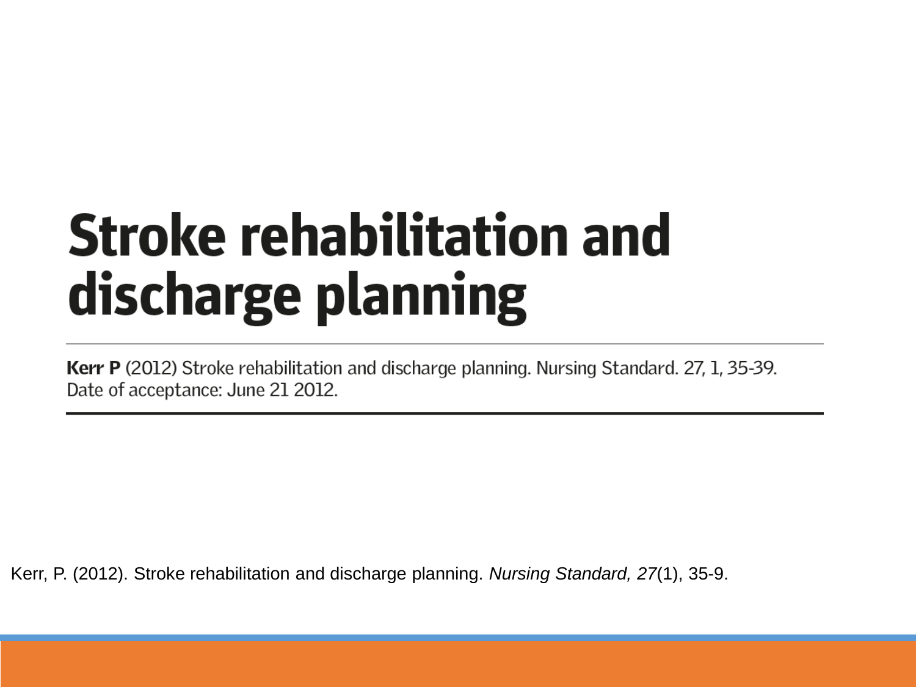# Stroke rehabilitation and discharge planning

**Kerr P** (2012) Stroke rehabilitation and discharge planning. Nursing Standard. 27, 1, 35-39.
Date of acceptance: June 21 2012.

Kerr, P. (2012). Stroke rehabilitation and discharge planning. *Nursing Standard, 27*(1), 35-9.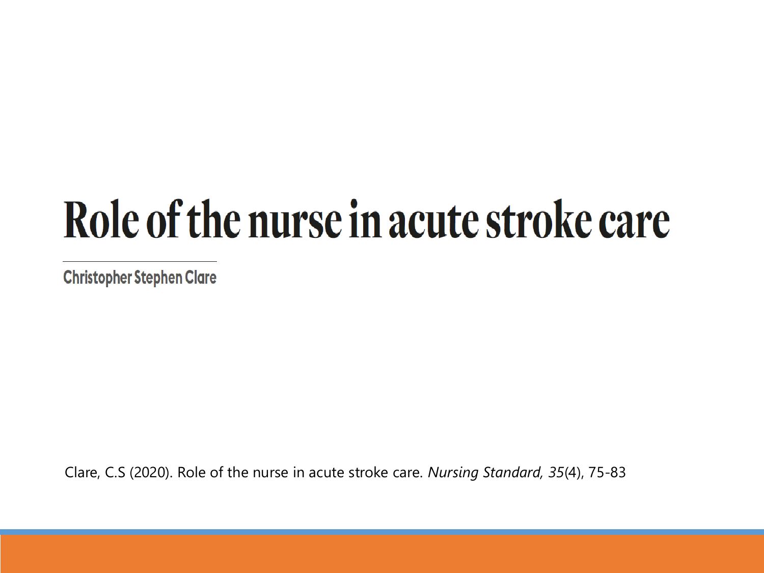# Role of the nurse in acute stroke care

**Christopher Stephen Clare**

Clare, C.S (2020). Role of the nurse in acute stroke care. *Nursing Standard, 35*(4), 75-83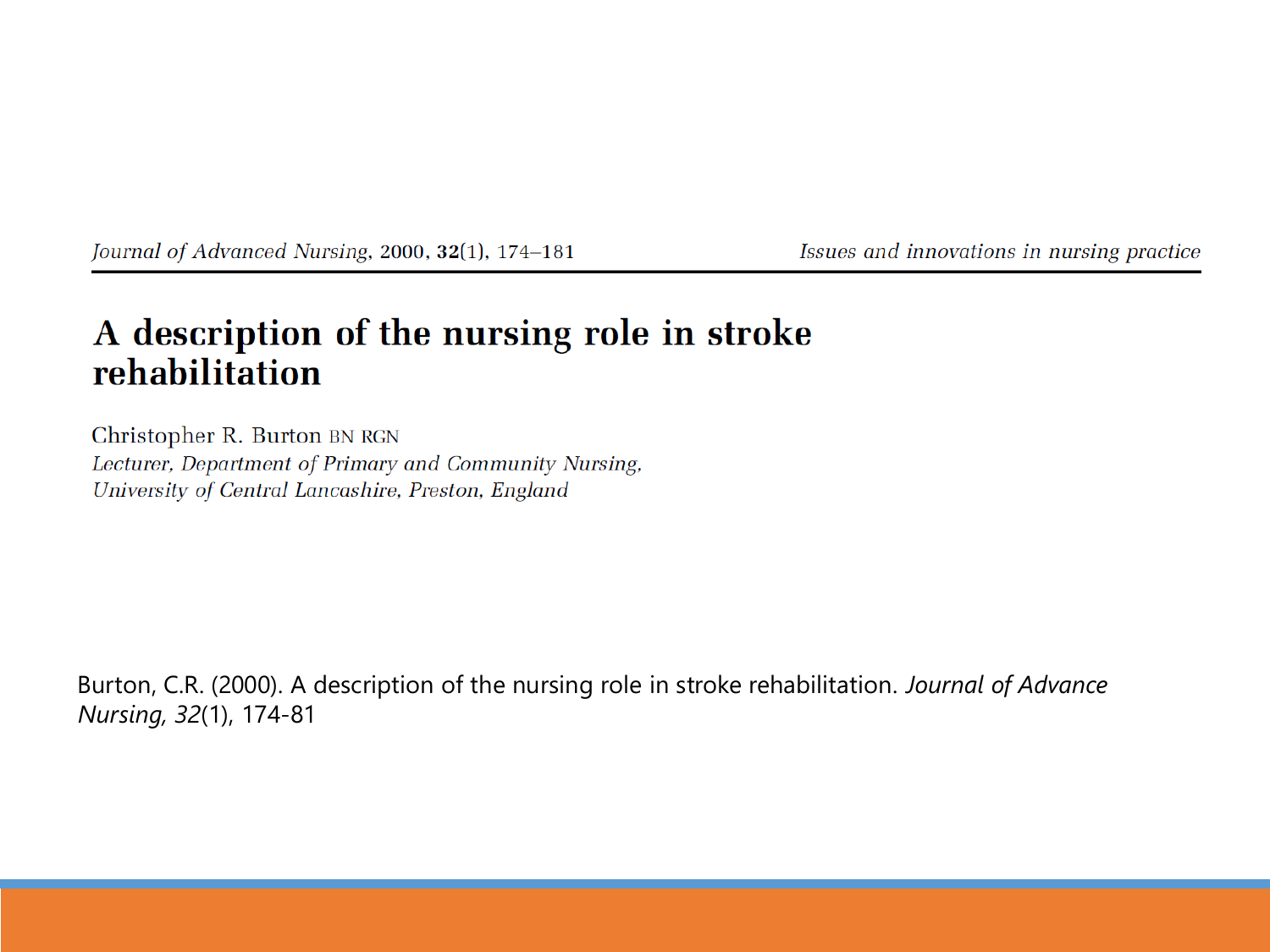Journal of Advanced Nursing, 2000, **32**(1), 174–181

*Issues and innovations in nursing practice*

# A description of the nursing role in stroke rehabilitation

Christopher R. Burton BN RGN

*Lecturer, Department of Primary and Community Nursing, University of Central Lancashire, Preston, England*

Burton, C.R. (2000). A description of the nursing role in stroke rehabilitation. *Journal of Advance Nursing, 32*(1), 174-81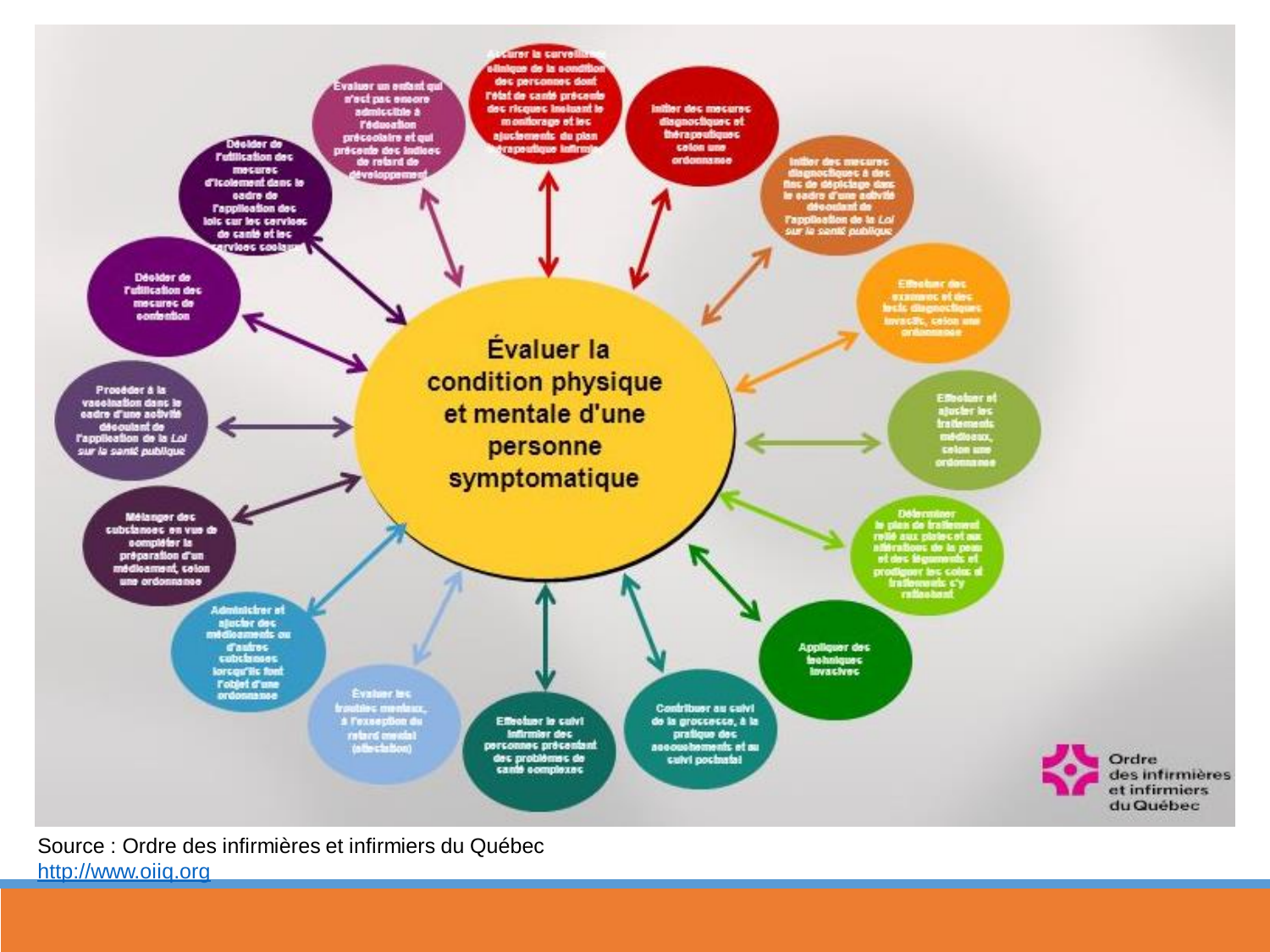# Évaluer la condition physique et mentale d'une personne symptomatique

- Assurer la surveillance clinique de la condition des personnes dont l'état de santé présente des risques incluant le monitorage et les ajustements du plan thérapeutique infirmier
- Initier des mesures diagnostiques et thérapeutiques selon une ordonnance
- Initier des mesures diagnostiques à des fins de dépistage dans le cadre d'une activité découlant de l'application de la *Loi sur la santé publique*
- Effectuer des examens et des tests diagnostiques invasifs, selon une ordonnance
- Effectuer et ajuster les traitements médicaux, selon une ordonnance
- Déterminer le plan de traitement relié aux plaies et aux altérations de la peau et des téguments et prodiguer les soins et traitements s'y rattachant
- Appliquer des techniques invasives
- Contribuer au suivi de la grossesse, à la pratique des accouchements et au suivi postnatal
- Effectuer le suivi infirmier des personnes présentant des problèmes de santé complexes
- Évaluer les troubles mentaux, à l'exception du retard mental (attestation)
- Administrer et ajuster des médicaments ou d'autres substances lorsqu'ils font l'objet d'une ordonnance
- Mélanger des substances en vue de compléter la préparation d'un médicament, selon une ordonnance
- Procéder à la vaccination dans le cadre d'une activité découlant de l'application de la *Loi sur la santé publique*
- Décider de l'utilisation des mesures de contention
- Décider de l'utilisation des mesures d'isolement dans le cadre de l'application des lois sur les services de santé et les services sociaux
- Évaluer un enfant qui n'est pas encore admissible à l'éducation préscolaire et qui présente des indices de retard de développement

Ordre des infirmières et infirmiers du Québec

Source : Ordre des infirmières et infirmiers du Québec
http://www.oiiq.org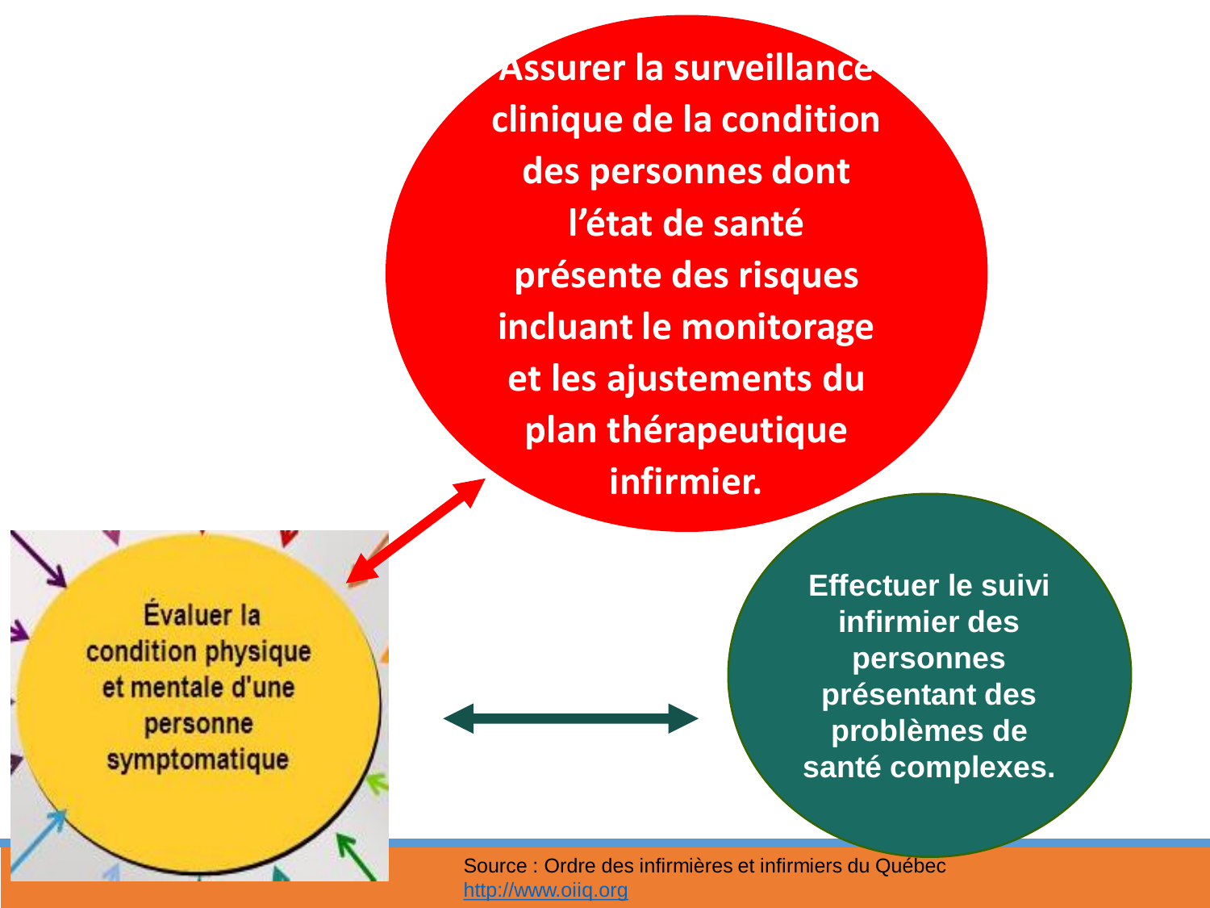Assurer la surveillance clinique de la condition des personnes dont l'état de santé présente des risques incluant le monitorage et les ajustements du plan thérapeutique infirmier.

Évaluer la condition physique et mentale d'une personne symptomatique

Effectuer le suivi infirmier des personnes présentant des problèmes de santé complexes.

Source : Ordre des infirmières et infirmiers du Québec
http://www.oiiq.org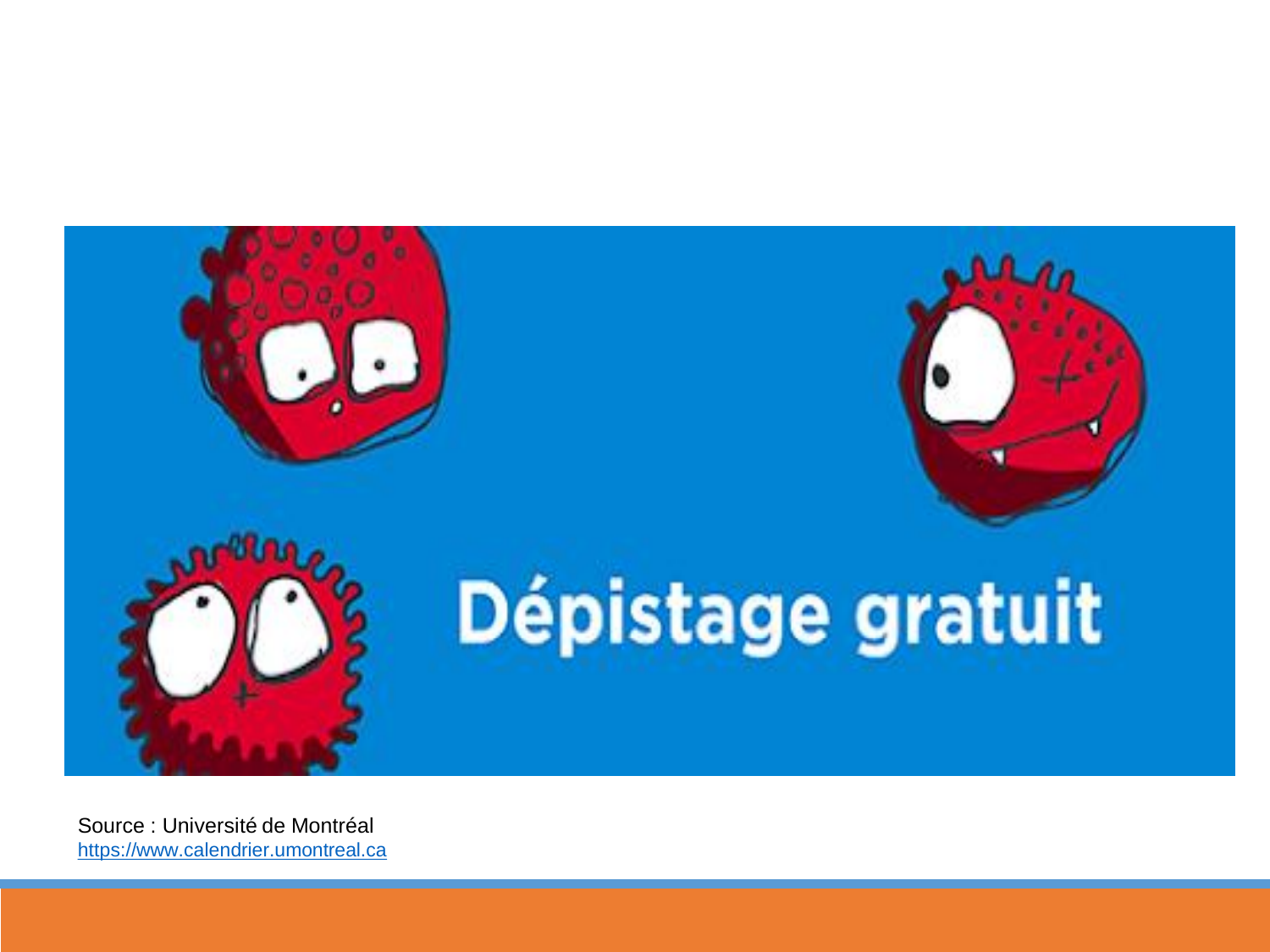Dépistage gratuit

Source : Université de Montréal
https://www.calendrier.umontreal.ca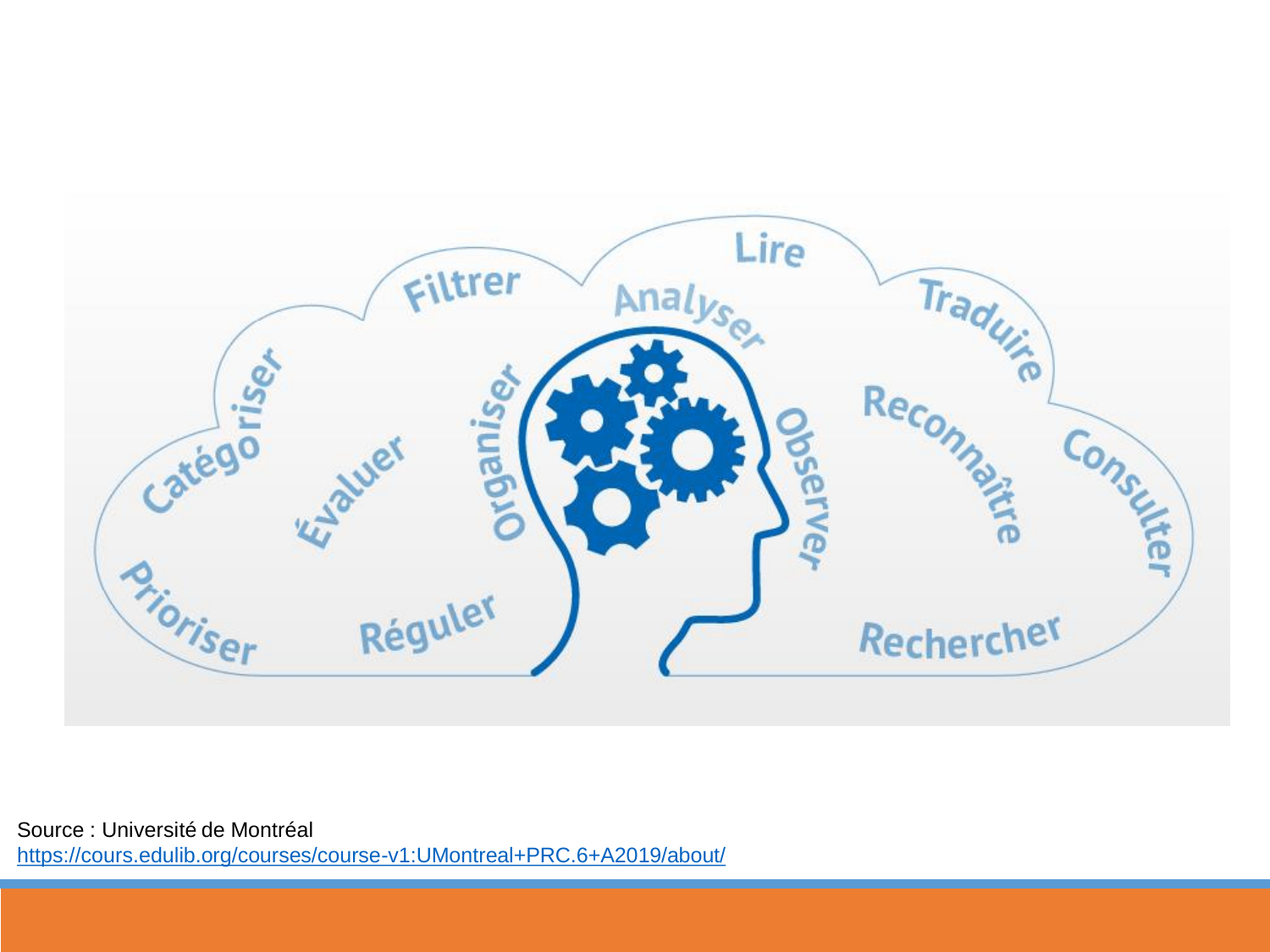Filtrer

Lire

Analyser

Traduire

Catégoriser

Évaluer

Organiser

Observer

Reconnaître

Consulter

Prioriser

Réguler

Rechercher

Source : Université de Montréal
https://cours.edulib.org/courses/course-v1:UMontreal+PRC.6+A2019/about/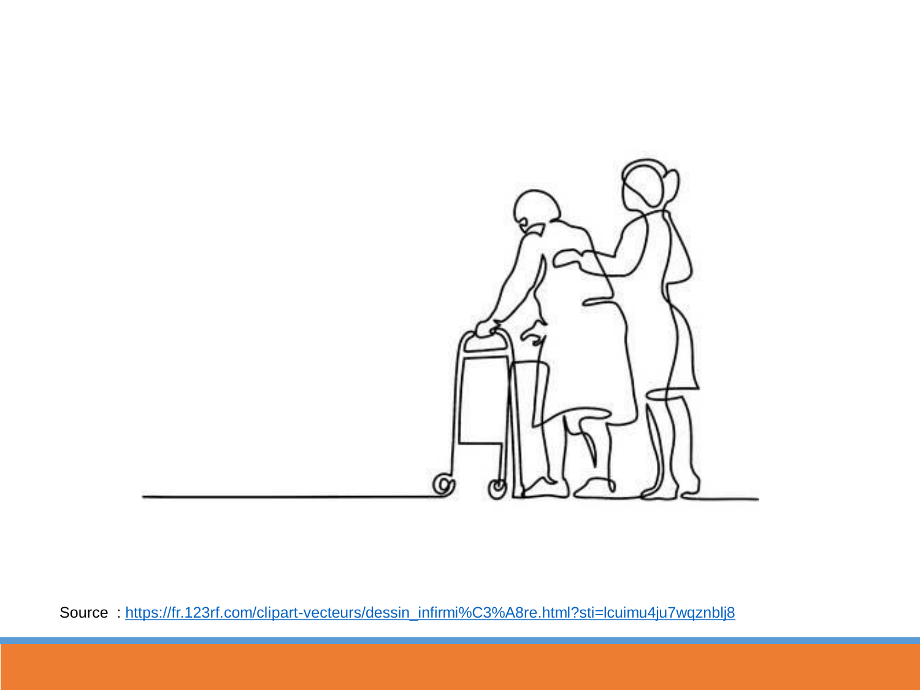Source : https://fr.123rf.com/clipart-vecteurs/dessin_infirmi%C3%A8re.html?sti=lcuimu4ju7wqznblj8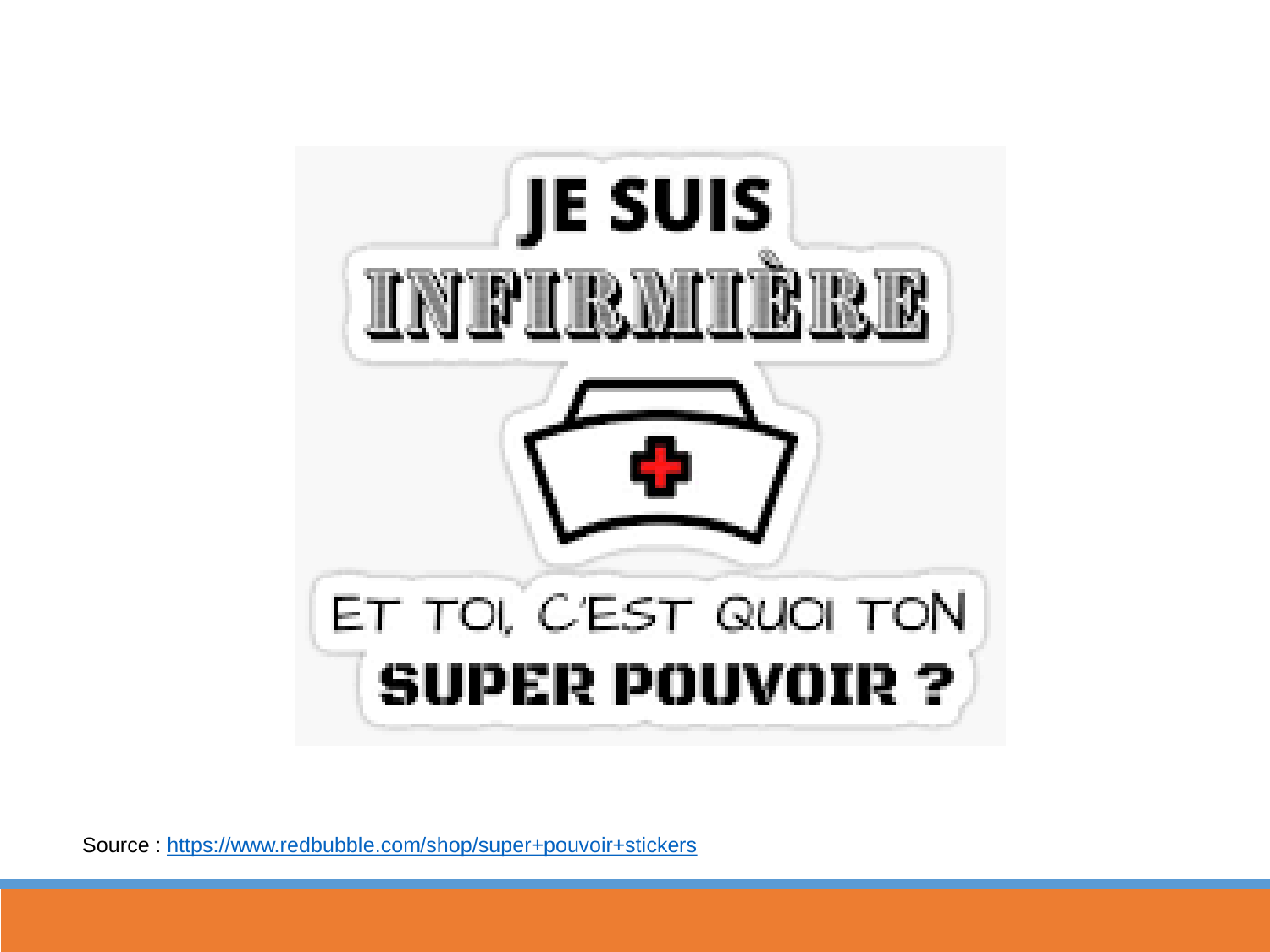JE SUIS

INFIRMIÈRE

ET TOI, C'EST QUOI TON

SUPER POUVOIR ?

Source : https://www.redbubble.com/shop/super+pouvoir+stickers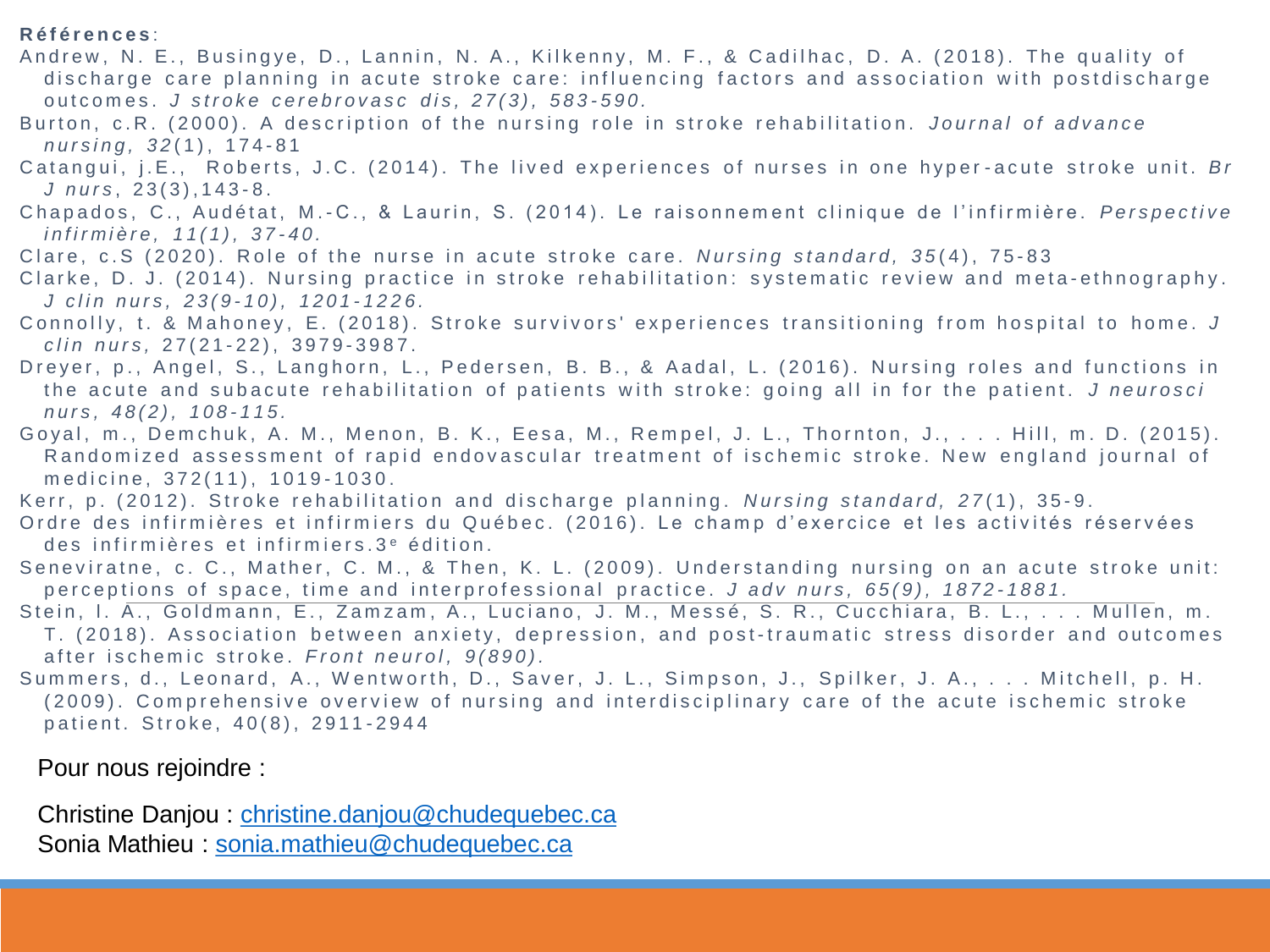**Références**:

Andrew, N. E., Busingye, D., Lannin, N. A., Kilkenny, M. F., & Cadilhac, D. A. (2018). The quality of discharge care planning in acute stroke care: influencing factors and association with postdischarge outcomes. *J stroke cerebrovasc dis, 27(3), 583-590.*

Burton, c.R. (2000). A description of the nursing role in stroke rehabilitation. *Journal of advance nursing, 32*(1), 174-81

Catangui, j.E., Roberts, J.C. (2014). The lived experiences of nurses in one hyper-acute stroke unit. *Br J nurs*, 23(3),143-8.

Chapados, C., Audétat, M.-C., & Laurin, S. (2014). Le raisonnement clinique de l'infirmière. *Perspective infirmière, 11(1), 37-40.*

Clare, c.S (2020). Role of the nurse in acute stroke care. *Nursing standard, 35*(4), 75-83

Clarke, D. J. (2014). Nursing practice in stroke rehabilitation: systematic review and meta-ethnography. *J clin nurs, 23(9-10), 1201-1226.*

Connolly, t. & Mahoney, E. (2018). Stroke survivors' experiences transitioning from hospital to home. *J clin nurs,* 27(21-22), 3979-3987.

Dreyer, p., Angel, S., Langhorn, L., Pedersen, B. B., & Aadal, L. (2016). Nursing roles and functions in the acute and subacute rehabilitation of patients with stroke: going all in for the patient. *J neurosci nurs, 48(2), 108-115.*

Goyal, m., Demchuk, A. M., Menon, B. K., Eesa, M., Rempel, J. L., Thornton, J., . . . Hill, m. D. (2015). Randomized assessment of rapid endovascular treatment of ischemic stroke. New england journal of medicine, 372(11), 1019-1030.

Kerr, p. (2012). Stroke rehabilitation and discharge planning. *Nursing standard, 27*(1), 35-9.

Ordre des infirmières et infirmiers du Québec. (2016). Le champ d'exercice et les activités réservées des infirmières et infirmiers.3e édition.

Seneviratne, c. C., Mather, C. M., & Then, K. L. (2009). Understanding nursing on an acute stroke unit: perceptions of space, time and interprofessional practice. *J adv nurs, 65(9), 1872-1881.*

Stein, l. A., Goldmann, E., Zamzam, A., Luciano, J. M., Messé, S. R., Cucchiara, B. L., . . . Mullen, m. T. (2018). Association between anxiety, depression, and post-traumatic stress disorder and outcomes after ischemic stroke. *Front neurol, 9(890).*

Summers, d., Leonard, A., Wentworth, D., Saver, J. L., Simpson, J., Spilker, J. A., . . . Mitchell, p. H. (2009). Comprehensive overview of nursing and interdisciplinary care of the acute ischemic stroke patient. Stroke, 40(8), 2911-2944

Pour nous rejoindre :

Christine Danjou : christine.danjou@chudequebec.ca
Sonia Mathieu : sonia.mathieu@chudequebec.ca